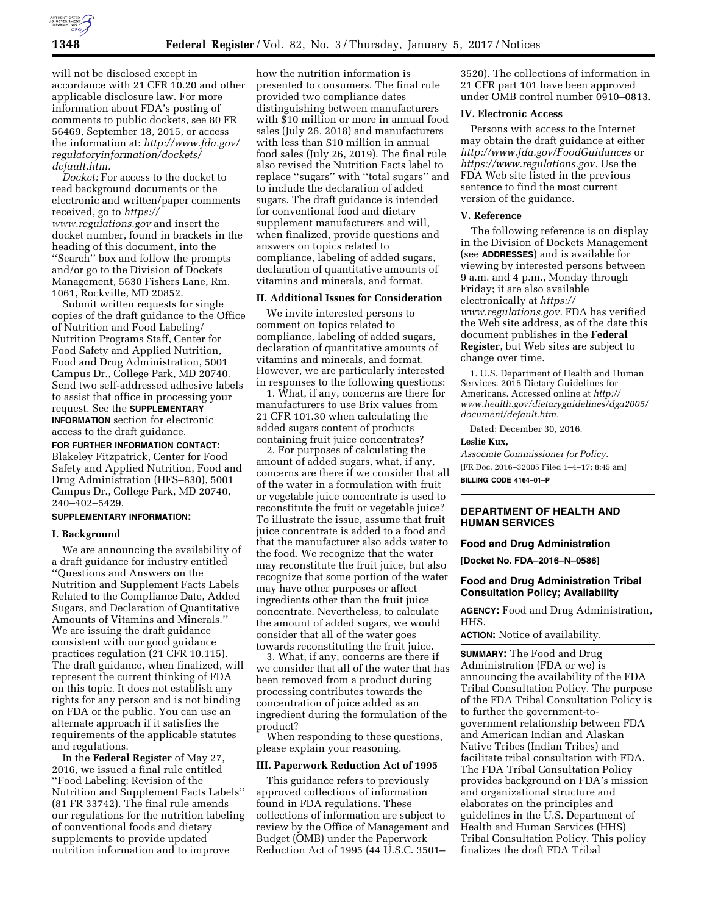will not be disclosed except in accordance with 21 CFR 10.20 and other applicable disclosure law. For more information about FDA's posting of comments to public dockets, see 80 FR 56469, September 18, 2015, or access the information at: *http://www.fda.gov/regulatoryinformation/dockets/default.htm.*

*Docket:* For access to the docket to read background documents or the electronic and written/paper comments received, go to *https://www.regulations.gov* and insert the docket number, found in brackets in the heading of this document, into the ''Search'' box and follow the prompts and/or go to the Division of Dockets Management, 5630 Fishers Lane, Rm. 1061, Rockville, MD 20852.

Submit written requests for single copies of the draft guidance to the Office of Nutrition and Food Labeling/Nutrition Programs Staff, Center for Food Safety and Applied Nutrition, Food and Drug Administration, 5001 Campus Dr., College Park, MD 20740. Send two self-addressed adhesive labels to assist that office in processing your request. See the **SUPPLEMENTARY INFORMATION** section for electronic access to the draft guidance.

**FOR FURTHER INFORMATION CONTACT:** Blakeley Fitzpatrick, Center for Food Safety and Applied Nutrition, Food and Drug Administration (HFS–830), 5001 Campus Dr., College Park, MD 20740, 240–402–5429.

**SUPPLEMENTARY INFORMATION:**

## I. Background

We are announcing the availability of a draft guidance for industry entitled ''Questions and Answers on the Nutrition and Supplement Facts Labels Related to the Compliance Date, Added Sugars, and Declaration of Quantitative Amounts of Vitamins and Minerals.'' We are issuing the draft guidance consistent with our good guidance practices regulation (21 CFR 10.115). The draft guidance, when finalized, will represent the current thinking of FDA on this topic. It does not establish any rights for any person and is not binding on FDA or the public. You can use an alternate approach if it satisfies the requirements of the applicable statutes and regulations.

In the **Federal Register** of May 27, 2016, we issued a final rule entitled ''Food Labeling: Revision of the Nutrition and Supplement Facts Labels'' (81 FR 33742). The final rule amends our regulations for the nutrition labeling of conventional foods and dietary supplements to provide updated nutrition information and to improve how the nutrition information is presented to consumers. The final rule provided two compliance dates distinguishing between manufacturers with $10 million or more in annual food sales (July 26, 2018) and manufacturers with less than $10 million in annual food sales (July 26, 2019). The final rule also revised the Nutrition Facts label to replace ''sugars'' with ''total sugars'' and to include the declaration of added sugars. The draft guidance is intended for conventional food and dietary supplement manufacturers and will, when finalized, provide questions and answers on topics related to compliance, labeling of added sugars, declaration of quantitative amounts of vitamins and minerals, and format.

## II. Additional Issues for Consideration

We invite interested persons to comment on topics related to compliance, labeling of added sugars, declaration of quantitative amounts of vitamins and minerals, and format. However, we are particularly interested in responses to the following questions:

1. What, if any, concerns are there for manufacturers to use Brix values from 21 CFR 101.30 when calculating the added sugars content of products containing fruit juice concentrates?

2. For purposes of calculating the amount of added sugars, what, if any, concerns are there if we consider that all of the water in a formulation with fruit or vegetable juice concentrate is used to reconstitute the fruit or vegetable juice? To illustrate the issue, assume that fruit juice concentrate is added to a food and that the manufacturer also adds water to the food. We recognize that the water may reconstitute the fruit juice, but also recognize that some portion of the water may have other purposes or affect ingredients other than the fruit juice concentrate. Nevertheless, to calculate the amount of added sugars, we would consider that all of the water goes towards reconstituting the fruit juice.

3. What, if any, concerns are there if we consider that all of the water that has been removed from a product during processing contributes towards the concentration of juice added as an ingredient during the formulation of the product?

When responding to these questions, please explain your reasoning.

## III. Paperwork Reduction Act of 1995

This guidance refers to previously approved collections of information found in FDA regulations. These collections of information are subject to review by the Office of Management and Budget (OMB) under the Paperwork Reduction Act of 1995 (44 U.S.C. 3501–3520). The collections of information in 21 CFR part 101 have been approved under OMB control number 0910–0813.

## IV. Electronic Access

Persons with access to the Internet may obtain the draft guidance at either *http://www.fda.gov/FoodGuidances* or *https://www.regulations.gov.* Use the FDA Web site listed in the previous sentence to find the most current version of the guidance.

## V. Reference

The following reference is on display in the Division of Dockets Management (see **ADDRESSES**) and is available for viewing by interested persons between 9 a.m. and 4 p.m., Monday through Friday; it are also available electronically at *https://www.regulations.gov.* FDA has verified the Web site address, as of the date this document publishes in the **Federal Register**, but Web sites are subject to change over time.

1. U.S. Department of Health and Human Services. 2015 Dietary Guidelines for Americans. Accessed online at *http://www.health.gov/dietaryguidelines/dga2005/document/default.htm.*

Dated: December 30, 2016.

**Leslie Kux,**

*Associate Commissioner for Policy.*

[FR Doc. 2016–32005 Filed 1–4–17; 8:45 am]

**BILLING CODE 4164–01–P**

---

# DEPARTMENT OF HEALTH AND HUMAN SERVICES

## Food and Drug Administration

**[Docket No. FDA–2016–N–0586]**

## Food and Drug Administration Tribal Consultation Policy; Availability

**AGENCY:** Food and Drug Administration, HHS.

**ACTION:** Notice of availability.

**SUMMARY:** The Food and Drug Administration (FDA or we) is announcing the availability of the FDA Tribal Consultation Policy. The purpose of the FDA Tribal Consultation Policy is to further the government-to-government relationship between FDA and American Indian and Alaskan Native Tribes (Indian Tribes) and facilitate tribal consultation with FDA. The FDA Tribal Consultation Policy provides background on FDA's mission and organizational structure and elaborates on the principles and guidelines in the U.S. Department of Health and Human Services (HHS) Tribal Consultation Policy. This policy finalizes the draft FDA Tribal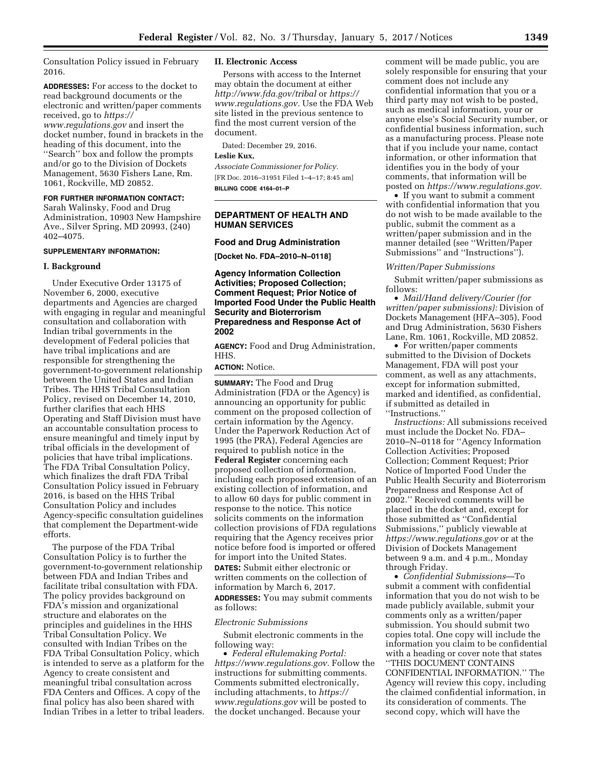Consultation Policy issued in February 2016.

**ADDRESSES:** For access to the docket to read background documents or the electronic and written/paper comments received, go to *https://www.regulations.gov* and insert the docket number, found in brackets in the heading of this document, into the ''Search'' box and follow the prompts and/or go to the Division of Dockets Management, 5630 Fishers Lane, Rm. 1061, Rockville, MD 20852.

**FOR FURTHER INFORMATION CONTACT:** Sarah Walinsky, Food and Drug Administration, 10903 New Hampshire Ave., Silver Spring, MD 20993, (240) 402–4075.

**SUPPLEMENTARY INFORMATION:**

## I. Background

Under Executive Order 13175 of November 6, 2000, executive departments and Agencies are charged with engaging in regular and meaningful consultation and collaboration with Indian tribal governments in the development of Federal policies that have tribal implications and are responsible for strengthening the government-to-government relationship between the United States and Indian Tribes. The HHS Tribal Consultation Policy, revised on December 14, 2010, further clarifies that each HHS Operating and Staff Division must have an accountable consultation process to ensure meaningful and timely input by tribal officials in the development of policies that have tribal implications. The FDA Tribal Consultation Policy, which finalizes the draft FDA Tribal Consultation Policy issued in February 2016, is based on the HHS Tribal Consultation Policy and includes Agency-specific consultation guidelines that complement the Department-wide efforts.

The purpose of the FDA Tribal Consultation Policy is to further the government-to-government relationship between FDA and Indian Tribes and facilitate tribal consultation with FDA. The policy provides background on FDA's mission and organizational structure and elaborates on the principles and guidelines in the HHS Tribal Consultation Policy. We consulted with Indian Tribes on the FDA Tribal Consultation Policy, which is intended to serve as a platform for the Agency to create consistent and meaningful tribal consultation across FDA Centers and Offices. A copy of the final policy has also been shared with Indian Tribes in a letter to tribal leaders.

## II. Electronic Access

Persons with access to the Internet may obtain the document at either *http://www.fda.gov/tribal* or *https://www.regulations.gov*. Use the FDA Web site listed in the previous sentence to find the most current version of the document.

Dated: December 29, 2016.

**Leslie Kux,**

*Associate Commissioner for Policy.*

[FR Doc. 2016–31951 Filed 1–4–17; 8:45 am]

**BILLING CODE 4164–01–P**

---

**DEPARTMENT OF HEALTH AND HUMAN SERVICES**

**Food and Drug Administration**

**[Docket No. FDA–2010–N–0118]**

# Agency Information Collection Activities; Proposed Collection; Comment Request; Prior Notice of Imported Food Under the Public Health Security and Bioterrorism Preparedness and Response Act of 2002

**AGENCY:** Food and Drug Administration, HHS.

**ACTION:** Notice.

**SUMMARY:** The Food and Drug Administration (FDA or the Agency) is announcing an opportunity for public comment on the proposed collection of certain information by the Agency. Under the Paperwork Reduction Act of 1995 (the PRA), Federal Agencies are required to publish notice in the **Federal Register** concerning each proposed collection of information, including each proposed extension of an existing collection of information, and to allow 60 days for public comment in response to the notice. This notice solicits comments on the information collection provisions of FDA regulations requiring that the Agency receives prior notice before food is imported or offered for import into the United States.

**DATES:** Submit either electronic or written comments on the collection of information by March 6, 2017.

**ADDRESSES:** You may submit comments as follows:

*Electronic Submissions*

Submit electronic comments in the following way:

- *Federal eRulemaking Portal: https://www.regulations.gov.* Follow the instructions for submitting comments. Comments submitted electronically, including attachments, to *https://www.regulations.gov* will be posted to the docket unchanged. Because your comment will be made public, you are solely responsible for ensuring that your comment does not include any confidential information that you or a third party may not wish to be posted, such as medical information, your or anyone else's Social Security number, or confidential business information, such as a manufacturing process. Please note that if you include your name, contact information, or other information that identifies you in the body of your comments, that information will be posted on *https://www.regulations.gov.*
- If you want to submit a comment with confidential information that you do not wish to be made available to the public, submit the comment as a written/paper submission and in the manner detailed (see ''Written/Paper Submissions'' and ''Instructions'').

*Written/Paper Submissions*

Submit written/paper submissions as follows:

- *Mail/Hand delivery/Courier (for written/paper submissions):* Division of Dockets Management (HFA–305), Food and Drug Administration, 5630 Fishers Lane, Rm. 1061, Rockville, MD 20852.
- For written/paper comments submitted to the Division of Dockets Management, FDA will post your comment, as well as any attachments, except for information submitted, marked and identified, as confidential, if submitted as detailed in ''Instructions.''

*Instructions:* All submissions received must include the Docket No. FDA–2010–N–0118 for ''Agency Information Collection Activities; Proposed Collection; Comment Request; Prior Notice of Imported Food Under the Public Health Security and Bioterrorism Preparedness and Response Act of 2002.'' Received comments will be placed in the docket and, except for those submitted as ''Confidential Submissions,'' publicly viewable at *https://www.regulations.gov* or at the Division of Dockets Management between 9 a.m. and 4 p.m., Monday through Friday.

- *Confidential Submissions*—To submit a comment with confidential information that you do not wish to be made publicly available, submit your comments only as a written/paper submission. You should submit two copies total. One copy will include the information you claim to be confidential with a heading or cover note that states ''THIS DOCUMENT CONTAINS CONFIDENTIAL INFORMATION.'' The Agency will review this copy, including the claimed confidential information, in its consideration of comments. The second copy, which will have the